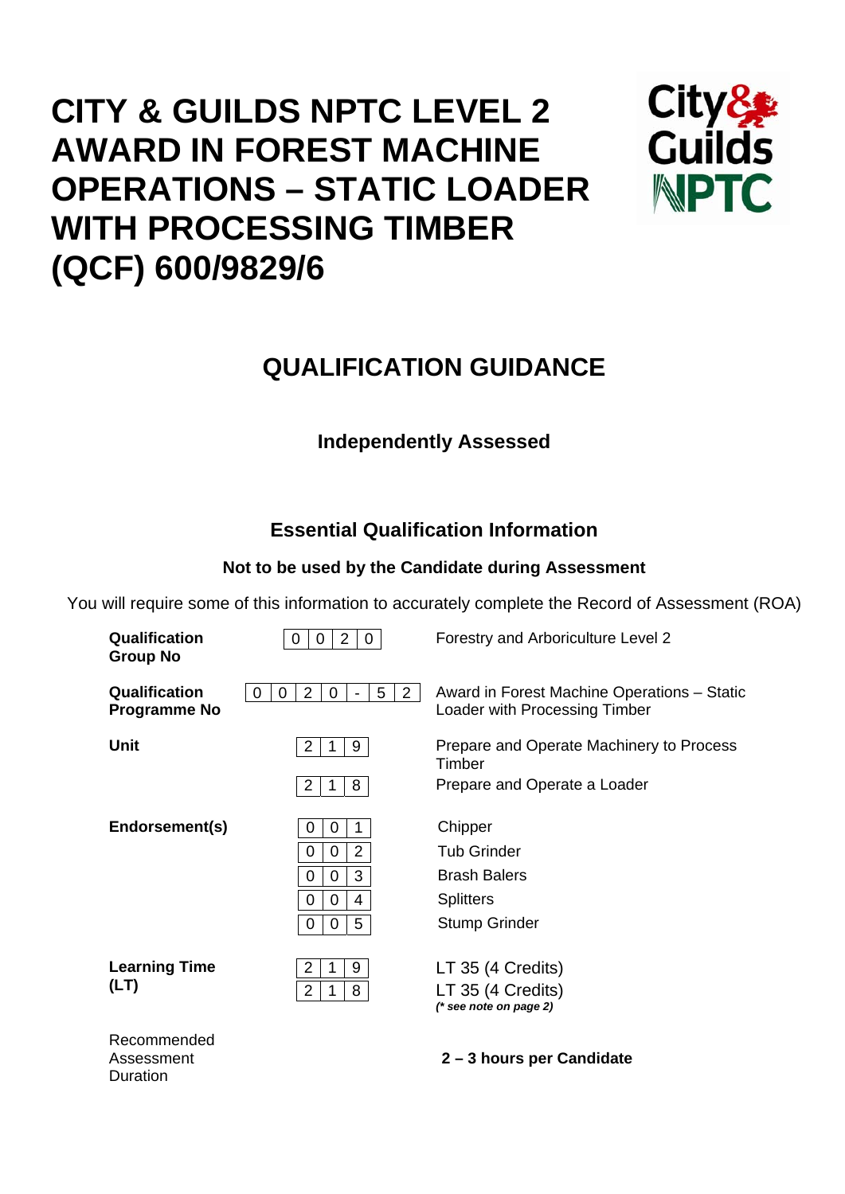# CITY & GUILDS NPTC LEVEL 2 AWARD IN FOREST MACHINE OPERATIONS – STATIC LOADER WITH PROCESSING TIMBER (QCF) 600/9829/6

## QUALIFICATION GUIDANCE

### Independently Assessed

### Essential Qualification Information

**Not to be used by the Candidate during Assessment**

You will require some of this information to accurately complete the Record of Assessment (ROA)

| | | |
|---|---|---|
| **Qualification Group No** | 0020 | Forestry and Arboriculture Level 2 |
| **Qualification Programme No** | 0020-52 | Award in Forest Machine Operations – Static Loader with Processing Timber |
| **Unit** | 219 | Prepare and Operate Machinery to Process Timber |
| | 218 | Prepare and Operate a Loader |
| **Endorsement(s)** | 001 | Chipper |
| | 002 | Tub Grinder |
| | 003 | Brash Balers |
| | 004 | Splitters |
| | 005 | Stump Grinder |
| **Learning Time (LT)** | 219 | LT 35 (4 Credits) |
| | 218 | LT 35 (4 Credits) *(\* see note on page 2)* |
| Recommended Assessment Duration | | **2 – 3 hours per Candidate** |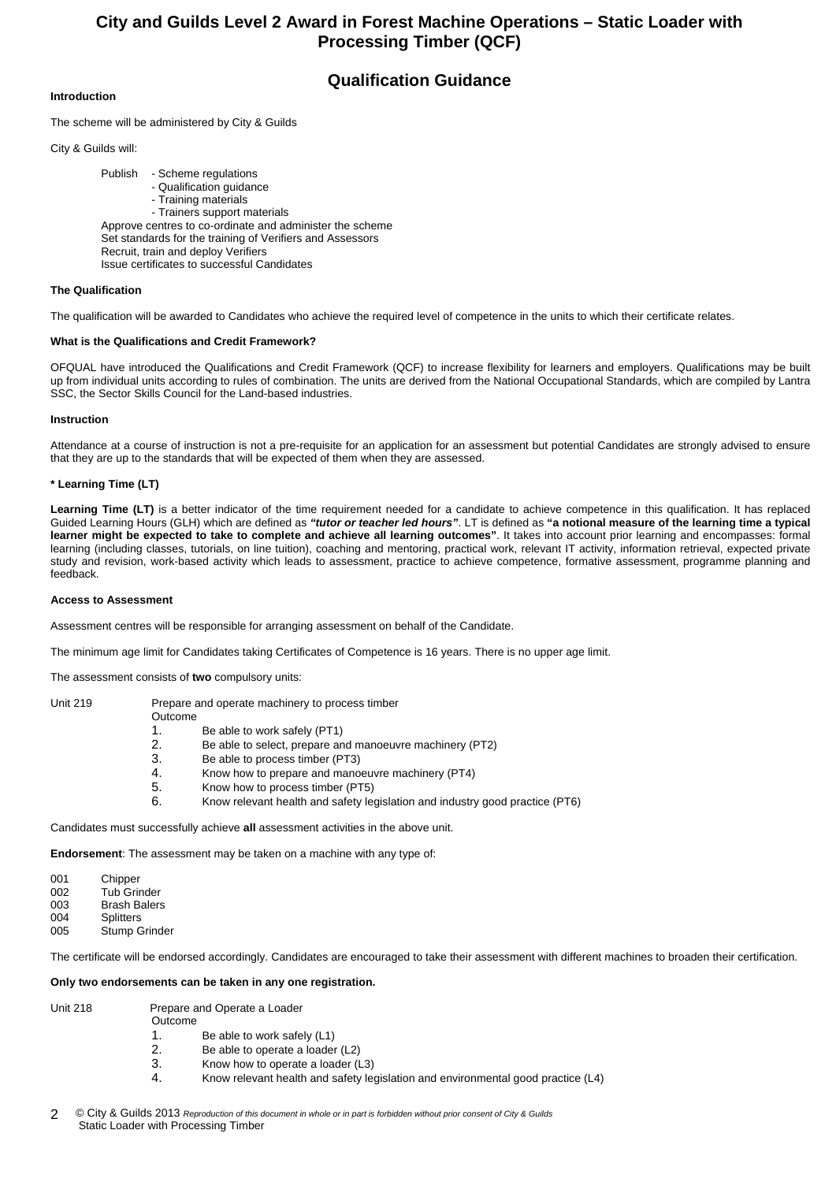# City and Guilds Level 2 Award in Forest Machine Operations – Static Loader with Processing Timber (QCF)

## Qualification Guidance

**Introduction**

The scheme will be administered by City & Guilds

City & Guilds will:

Publish
- Scheme regulations
- Qualification guidance
- Training materials
- Trainers support materials

Approve centres to co-ordinate and administer the scheme
Set standards for the training of Verifiers and Assessors
Recruit, train and deploy Verifiers
Issue certificates to successful Candidates

**The Qualification**

The qualification will be awarded to Candidates who achieve the required level of competence in the units to which their certificate relates.

**What is the Qualifications and Credit Framework?**

OFQUAL have introduced the Qualifications and Credit Framework (QCF) to increase flexibility for learners and employers. Qualifications may be built up from individual units according to rules of combination. The units are derived from the National Occupational Standards, which are compiled by Lantra SSC, the Sector Skills Council for the Land-based industries.

**Instruction**

Attendance at a course of instruction is not a pre-requisite for an application for an assessment but potential Candidates are strongly advised to ensure that they are up to the standards that will be expected of them when they are assessed.

**\* Learning Time (LT)**

**Learning Time (LT)** is a better indicator of the time requirement needed for a candidate to achieve competence in this qualification. It has replaced Guided Learning Hours (GLH) which are defined as ***"tutor or teacher led hours"***. LT is defined as **"a notional measure of the learning time a typical learner might be expected to take to complete and achieve all learning outcomes"**. It takes into account prior learning and encompasses: formal learning (including classes, tutorials, on line tuition), coaching and mentoring, practical work, relevant IT activity, information retrieval, expected private study and revision, work-based activity which leads to assessment, practice to achieve competence, formative assessment, programme planning and feedback.

**Access to Assessment**

Assessment centres will be responsible for arranging assessment on behalf of the Candidate.

The minimum age limit for Candidates taking Certificates of Competence is 16 years. There is no upper age limit.

The assessment consists of **two** compulsory units:

Unit 219 — Prepare and operate machinery to process timber

Outcome

1. Be able to work safely (PT1)
2. Be able to select, prepare and manoeuvre machinery (PT2)
3. Be able to process timber (PT3)
4. Know how to prepare and manoeuvre machinery (PT4)
5. Know how to process timber (PT5)
6. Know relevant health and safety legislation and industry good practice (PT6)

Candidates must successfully achieve **all** assessment activities in the above unit.

**Endorsement**: The assessment may be taken on a machine with any type of:

- 001 Chipper
- 002 Tub Grinder
- 003 Brash Balers
- 004 Splitters
- 005 Stump Grinder

The certificate will be endorsed accordingly. Candidates are encouraged to take their assessment with different machines to broaden their certification.

**Only two endorsements can be taken in any one registration.**

Unit 218 — Prepare and Operate a Loader

Outcome

1. Be able to work safely (L1)
2. Be able to operate a loader (L2)
3. Know how to operate a loader (L3)
4. Know relevant health and safety legislation and environmental good practice (L4)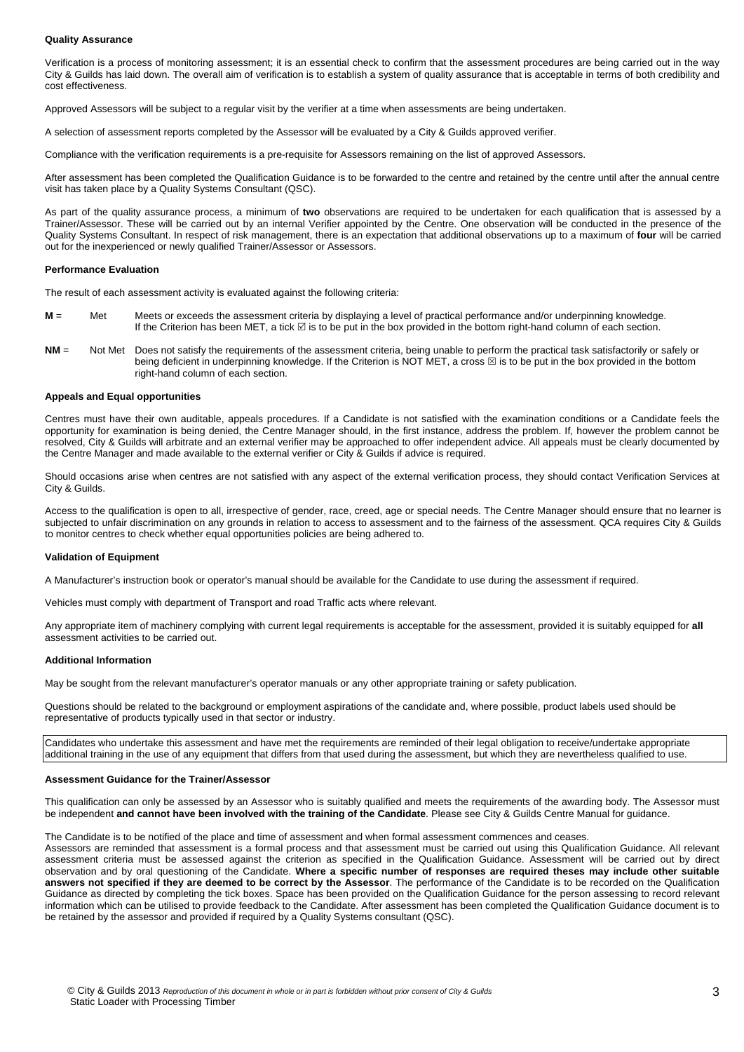**Quality Assurance**

Verification is a process of monitoring assessment; it is an essential check to confirm that the assessment procedures are being carried out in the way City & Guilds has laid down. The overall aim of verification is to establish a system of quality assurance that is acceptable in terms of both credibility and cost effectiveness.

Approved Assessors will be subject to a regular visit by the verifier at a time when assessments are being undertaken.

A selection of assessment reports completed by the Assessor will be evaluated by a City & Guilds approved verifier.

Compliance with the verification requirements is a pre-requisite for Assessors remaining on the list of approved Assessors.

After assessment has been completed the Qualification Guidance is to be forwarded to the centre and retained by the centre until after the annual centre visit has taken place by a Quality Systems Consultant (QSC).

As part of the quality assurance process, a minimum of **two** observations are required to be undertaken for each qualification that is assessed by a Trainer/Assessor. These will be carried out by an internal Verifier appointed by the Centre. One observation will be conducted in the presence of the Quality Systems Consultant. In respect of risk management, there is an expectation that additional observations up to a maximum of **four** will be carried out for the inexperienced or newly qualified Trainer/Assessor or Assessors.

**Performance Evaluation**

The result of each assessment activity is evaluated against the following criteria:

**M** = Met — Meets or exceeds the assessment criteria by displaying a level of practical performance and/or underpinning knowledge. If the Criterion has been MET, a tick ☑ is to be put in the box provided in the bottom right-hand column of each section.

**NM** = Not Met — Does not satisfy the requirements of the assessment criteria, being unable to perform the practical task satisfactorily or safely or being deficient in underpinning knowledge. If the Criterion is NOT MET, a cross ☒ is to be put in the box provided in the bottom right-hand column of each section.

**Appeals and Equal opportunities**

Centres must have their own auditable, appeals procedures. If a Candidate is not satisfied with the examination conditions or a Candidate feels the opportunity for examination is being denied, the Centre Manager should, in the first instance, address the problem. If, however the problem cannot be resolved, City & Guilds will arbitrate and an external verifier may be approached to offer independent advice. All appeals must be clearly documented by the Centre Manager and made available to the external verifier or City & Guilds if advice is required.

Should occasions arise when centres are not satisfied with any aspect of the external verification process, they should contact Verification Services at City & Guilds.

Access to the qualification is open to all, irrespective of gender, race, creed, age or special needs. The Centre Manager should ensure that no learner is subjected to unfair discrimination on any grounds in relation to access to assessment and to the fairness of the assessment. QCA requires City & Guilds to monitor centres to check whether equal opportunities policies are being adhered to.

**Validation of Equipment**

A Manufacturer's instruction book or operator's manual should be available for the Candidate to use during the assessment if required.

Vehicles must comply with department of Transport and road Traffic acts where relevant.

Any appropriate item of machinery complying with current legal requirements is acceptable for the assessment, provided it is suitably equipped for **all** assessment activities to be carried out.

**Additional Information**

May be sought from the relevant manufacturer's operator manuals or any other appropriate training or safety publication.

Questions should be related to the background or employment aspirations of the candidate and, where possible, product labels used should be representative of products typically used in that sector or industry.

Candidates who undertake this assessment and have met the requirements are reminded of their legal obligation to receive/undertake appropriate additional training in the use of any equipment that differs from that used during the assessment, but which they are nevertheless qualified to use.

**Assessment Guidance for the Trainer/Assessor**

This qualification can only be assessed by an Assessor who is suitably qualified and meets the requirements of the awarding body. The Assessor must be independent **and cannot have been involved with the training of the Candidate**. Please see City & Guilds Centre Manual for guidance.

The Candidate is to be notified of the place and time of assessment and when formal assessment commences and ceases.
Assessors are reminded that assessment is a formal process and that assessment must be carried out using this Qualification Guidance. All relevant assessment criteria must be assessed against the criterion as specified in the Qualification Guidance. Assessment will be carried out by direct observation and by oral questioning of the Candidate. **Where a specific number of responses are required theses may include other suitable answers not specified if they are deemed to be correct by the Assessor**. The performance of the Candidate is to be recorded on the Qualification Guidance as directed by completing the tick boxes. Space has been provided on the Qualification Guidance for the person assessing to record relevant information which can be utilised to provide feedback to the Candidate. After assessment has been completed the Qualification Guidance document is to be retained by the assessor and provided if required by a Quality Systems consultant (QSC).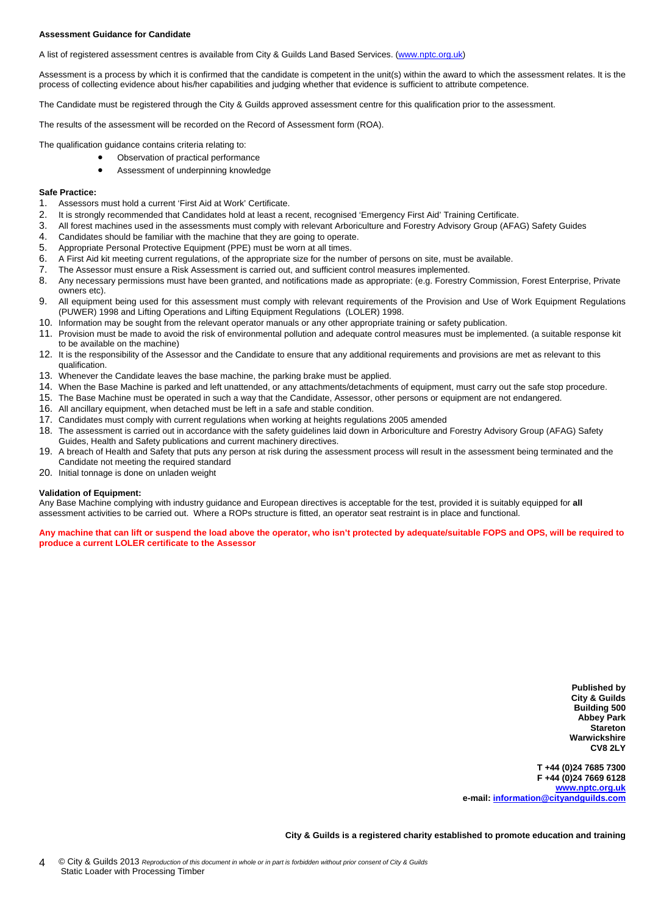**Assessment Guidance for Candidate**

A list of registered assessment centres is available from City & Guilds Land Based Services. (www.nptc.org.uk)

Assessment is a process by which it is confirmed that the candidate is competent in the unit(s) within the award to which the assessment relates. It is the process of collecting evidence about his/her capabilities and judging whether that evidence is sufficient to attribute competence.

The Candidate must be registered through the City & Guilds approved assessment centre for this qualification prior to the assessment.

The results of the assessment will be recorded on the Record of Assessment form (ROA).

The qualification guidance contains criteria relating to:

- Observation of practical performance
- Assessment of underpinning knowledge

**Safe Practice:**

1. Assessors must hold a current 'First Aid at Work' Certificate.
2. It is strongly recommended that Candidates hold at least a recent, recognised 'Emergency First Aid' Training Certificate.
3. All forest machines used in the assessments must comply with relevant Arboriculture and Forestry Advisory Group (AFAG) Safety Guides
4. Candidates should be familiar with the machine that they are going to operate.
5. Appropriate Personal Protective Equipment (PPE) must be worn at all times.
6. A First Aid kit meeting current regulations, of the appropriate size for the number of persons on site, must be available.
7. The Assessor must ensure a Risk Assessment is carried out, and sufficient control measures implemented.
8. Any necessary permissions must have been granted, and notifications made as appropriate: (e.g. Forestry Commission, Forest Enterprise, Private owners etc).
9. All equipment being used for this assessment must comply with relevant requirements of the Provision and Use of Work Equipment Regulations (PUWER) 1998 and Lifting Operations and Lifting Equipment Regulations (LOLER) 1998.
10. Information may be sought from the relevant operator manuals or any other appropriate training or safety publication.
11. Provision must be made to avoid the risk of environmental pollution and adequate control measures must be implemented. (a suitable response kit to be available on the machine)
12. It is the responsibility of the Assessor and the Candidate to ensure that any additional requirements and provisions are met as relevant to this qualification.
13. Whenever the Candidate leaves the base machine, the parking brake must be applied.
14. When the Base Machine is parked and left unattended, or any attachments/detachments of equipment, must carry out the safe stop procedure.
15. The Base Machine must be operated in such a way that the Candidate, Assessor, other persons or equipment are not endangered.
16. All ancillary equipment, when detached must be left in a safe and stable condition.
17. Candidates must comply with current regulations when working at heights regulations 2005 amended
18. The assessment is carried out in accordance with the safety guidelines laid down in Arboriculture and Forestry Advisory Group (AFAG) Safety Guides, Health and Safety publications and current machinery directives.
19. A breach of Health and Safety that puts any person at risk during the assessment process will result in the assessment being terminated and the Candidate not meeting the required standard
20. Initial tonnage is done on unladen weight

**Validation of Equipment:**

Any Base Machine complying with industry guidance and European directives is acceptable for the test, provided it is suitably equipped for **all** assessment activities to be carried out. Where a ROPs structure is fitted, an operator seat restraint is in place and functional.

**Any machine that can lift or suspend the load above the operator, who isn't protected by adequate/suitable FOPS and OPS, will be required to produce a current LOLER certificate to the Assessor**

**Published by**
**City & Guilds**
**Building 500**
**Abbey Park**
**Stareton**
**Warwickshire**
**CV8 2LY**

**T +44 (0)24 7685 7300**
**F +44 (0)24 7669 6128**
**www.nptc.org.uk**
**e-mail: information@cityandguilds.com**

**City & Guilds is a registered charity established to promote education and training**

© City & Guilds 2013 *Reproduction of this document in whole or in part is forbidden without prior consent of City & Guilds*
Static Loader with Processing Timber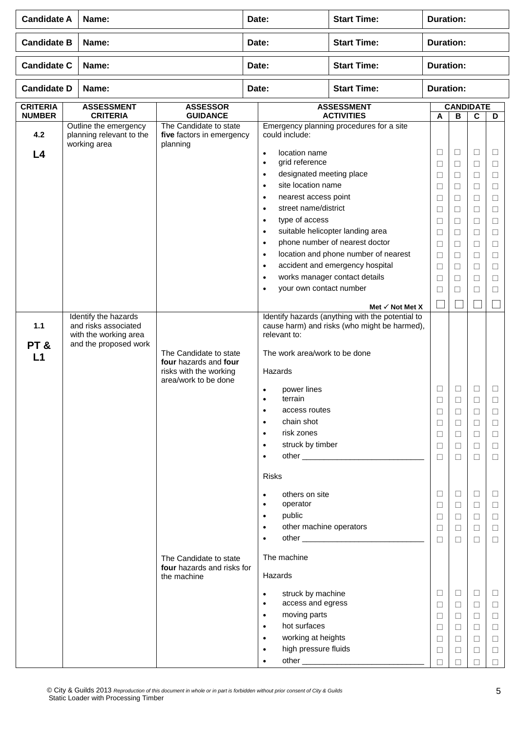| Candidate A | Name: | Date: | Start Time: | Duration: |
|---|---|---|---|---|
| **Candidate B** | **Name:** | **Date:** | **Start Time:** | **Duration:** |
| **Candidate C** | **Name:** | **Date:** | **Start Time:** | **Duration:** |
| **Candidate D** | **Name:** | **Date:** | **Start Time:** | **Duration:** |

| CRITERIA NUMBER | ASSESSMENT CRITERIA | ASSESSOR GUIDANCE | ASSESSMENT ACTIVITIES | CANDIDATE A | B | C | D |
|---|---|---|---|---|---|---|---|
| **4.2** **L4** | Outline the emergency planning relevant to the working area | The Candidate to state **five** factors in emergency planning | Emergency planning procedures for a site could include: | | | | |
| | | | • location name | ☐ | ☐ | ☐ | ☐ |
| | | | • grid reference | ☐ | ☐ | ☐ | ☐ |
| | | | • designated meeting place | ☐ | ☐ | ☐ | ☐ |
| | | | • site location name | ☐ | ☐ | ☐ | ☐ |
| | | | • nearest access point | ☐ | ☐ | ☐ | ☐ |
| | | | • street name/district | ☐ | ☐ | ☐ | ☐ |
| | | | • type of access | ☐ | ☐ | ☐ | ☐ |
| | | | • suitable helicopter landing area | ☐ | ☐ | ☐ | ☐ |
| | | | • phone number of nearest doctor | ☐ | ☐ | ☐ | ☐ |
| | | | • location and phone number of nearest | ☐ | ☐ | ☐ | ☐ |
| | | | • accident and emergency hospital | ☐ | ☐ | ☐ | ☐ |
| | | | • works manager contact details | ☐ | ☐ | ☐ | ☐ |
| | | | • your own contact number | ☐ | ☐ | ☐ | ☐ |
| | | | **Met ✓ Not Met X** | ☐ | ☐ | ☐ | ☐ |
| **1.1** **PT & L1** | Identify the hazards and risks associated with the working area and the proposed work | | Identify hazards (anything with the potential to cause harm) and risks (who might be harmed), relevant to: | | | | |
| | | The Candidate to state **four** hazards and **four** risks with the working area/work to be done | The work area/work to be done | | | | |
| | | | Hazards | | | | |
| | | | • power lines | ☐ | ☐ | ☐ | ☐ |
| | | | • terrain | ☐ | ☐ | ☐ | ☐ |
| | | | • access routes | ☐ | ☐ | ☐ | ☐ |
| | | | • chain shot | ☐ | ☐ | ☐ | ☐ |
| | | | • risk zones | ☐ | ☐ | ☐ | ☐ |
| | | | • struck by timber | ☐ | ☐ | ☐ | ☐ |
| | | | • other ___________________________ | ☐ | ☐ | ☐ | ☐ |
| | | | Risks | | | | |
| | | | • others on site | ☐ | ☐ | ☐ | ☐ |
| | | | • operator | ☐ | ☐ | ☐ | ☐ |
| | | | • public | ☐ | ☐ | ☐ | ☐ |
| | | | • other machine operators | ☐ | ☐ | ☐ | ☐ |
| | | | • other ___________________________ | ☐ | ☐ | ☐ | ☐ |
| | | The Candidate to state **four** hazards and risks for the machine | The machine | | | | |
| | | | Hazards | | | | |
| | | | • struck by machine | ☐ | ☐ | ☐ | ☐ |
| | | | • access and egress | ☐ | ☐ | ☐ | ☐ |
| | | | • moving parts | ☐ | ☐ | ☐ | ☐ |
| | | | • hot surfaces | ☐ | ☐ | ☐ | ☐ |
| | | | • working at heights | ☐ | ☐ | ☐ | ☐ |
| | | | • high pressure fluids | ☐ | ☐ | ☐ | ☐ |
| | | | • other ___________________________ | ☐ | ☐ | ☐ | ☐ |

© City & Guilds 2013 *Reproduction of this document in whole or in part is forbidden without prior consent of City & Guilds*
Static Loader with Processing Timber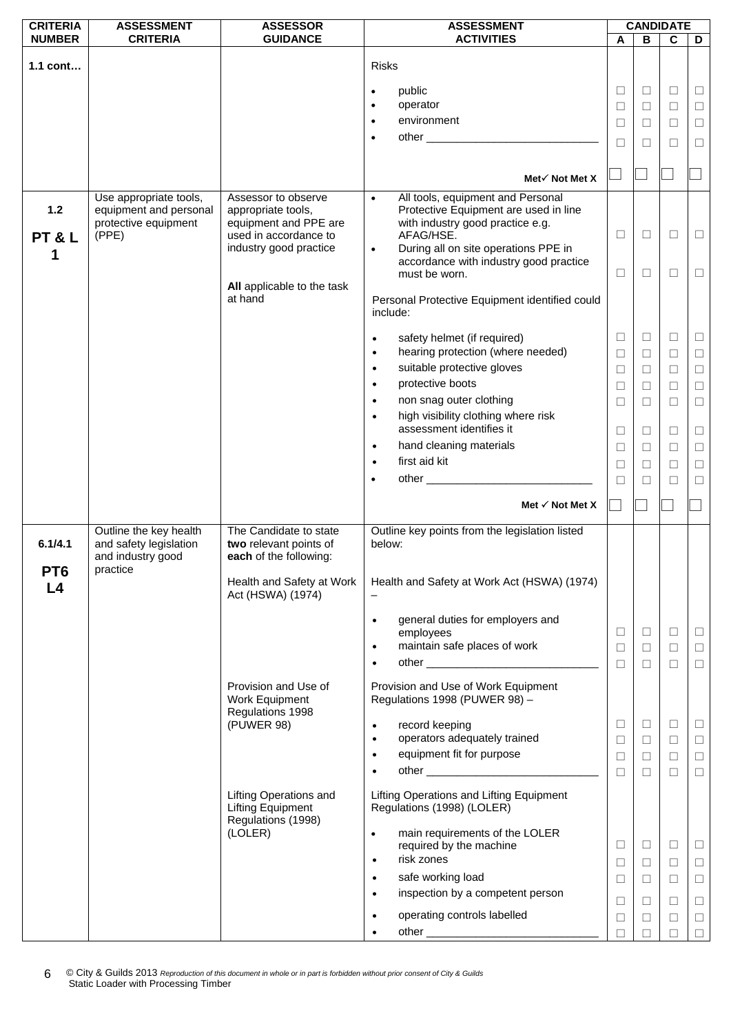| CRITERIA NUMBER | ASSESSMENT CRITERIA | ASSESSOR GUIDANCE | ASSESSMENT ACTIVITIES | CANDIDATE A | B | C | D |
|---|---|---|---|---|---|---|---|
| 1.1 cont… | | | Risks | | | | |
| | | | • public | ☐ | ☐ | ☐ | ☐ |
| | | | • operator | ☐ | ☐ | ☐ | ☐ |
| | | | • environment | ☐ | ☐ | ☐ | ☐ |
| | | | • other ____________________________ | ☐ | ☐ | ☐ | ☐ |
| | | | Met✓ Not Met X | ☐ | ☐ | ☐ | ☐ |
| 1.2 PT & L 1 | Use appropriate tools, equipment and personal protective equipment (PPE) | Assessor to observe appropriate tools, equipment and PPE are used in accordance to industry good practice<br><br>**All** applicable to the task at hand | • All tools, equipment and Personal Protective Equipment are used in line with industry good practice e.g. AFAG/HSE. | ☐ | ☐ | ☐ | ☐ |
| | | | • During all on site operations PPE in accordance with industry good practice must be worn. | ☐ | ☐ | ☐ | ☐ |
| | | | Personal Protective Equipment identified could include: | | | | |
| | | | • safety helmet (if required) | ☐ | ☐ | ☐ | ☐ |
| | | | • hearing protection (where needed) | ☐ | ☐ | ☐ | ☐ |
| | | | • suitable protective gloves | ☐ | ☐ | ☐ | ☐ |
| | | | • protective boots | ☐ | ☐ | ☐ | ☐ |
| | | | • non snag outer clothing | ☐ | ☐ | ☐ | ☐ |
| | | | • high visibility clothing where risk assessment identifies it | ☐ | ☐ | ☐ | ☐ |
| | | | • hand cleaning materials | ☐ | ☐ | ☐ | ☐ |
| | | | • first aid kit | ☐ | ☐ | ☐ | ☐ |
| | | | • other ___________________________ | ☐ | ☐ | ☐ | ☐ |
| | | | Met ✓ Not Met X | ☐ | ☐ | ☐ | ☐ |
| 6.1/4.1 PT6 L4 | Outline the key health and safety legislation and industry good practice | The Candidate to state **two** relevant points of **each** of the following: | Outline key points from the legislation listed below: | | | | |
| | | Health and Safety at Work Act (HSWA) (1974) | Health and Safety at Work Act (HSWA) (1974) – | | | | |
| | | | • general duties for employers and employees | ☐ | ☐ | ☐ | ☐ |
| | | | • maintain safe places of work | ☐ | ☐ | ☐ | ☐ |
| | | | • other ____________________________ | ☐ | ☐ | ☐ | ☐ |
| | | Provision and Use of Work Equipment Regulations 1998 (PUWER 98) | Provision and Use of Work Equipment Regulations 1998 (PUWER 98) – | | | | |
| | | | • record keeping | ☐ | ☐ | ☐ | ☐ |
| | | | • operators adequately trained | ☐ | ☐ | ☐ | ☐ |
| | | | • equipment fit for purpose | ☐ | ☐ | ☐ | ☐ |
| | | | • other ____________________________ | ☐ | ☐ | ☐ | ☐ |
| | | Lifting Operations and Lifting Equipment Regulations (1998) (LOLER) | Lifting Operations and Lifting Equipment Regulations (1998) (LOLER) | | | | |
| | | | • main requirements of the LOLER required by the machine | ☐ | ☐ | ☐ | ☐ |
| | | | • risk zones | ☐ | ☐ | ☐ | ☐ |
| | | | • safe working load | ☐ | ☐ | ☐ | ☐ |
| | | | • inspection by a competent person | ☐ | ☐ | ☐ | ☐ |
| | | | • operating controls labelled | ☐ | ☐ | ☐ | ☐ |
| | | | • other ____________________________ | ☐ | ☐ | ☐ | ☐ |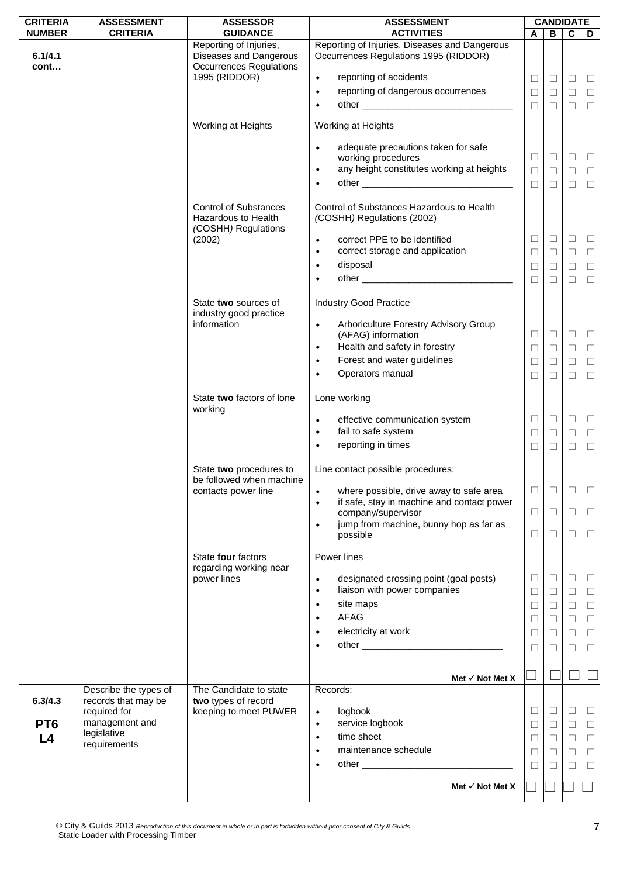| CRITERIA NUMBER | ASSESSMENT CRITERIA | ASSESSOR GUIDANCE | ASSESSMENT ACTIVITIES | CANDIDATE A | B | C | D |
|---|---|---|---|---|---|---|---|
| 6.1/4.1 cont… | | Reporting of Injuries, Diseases and Dangerous Occurrences Regulations 1995 (RIDDOR) | Reporting of Injuries, Diseases and Dangerous Occurrences Regulations 1995 (RIDDOR) | | | | |
| | | | • reporting of accidents | ☐ | ☐ | ☐ | ☐ |
| | | | • reporting of dangerous occurrences | ☐ | ☐ | ☐ | ☐ |
| | | | • other ____________________________ | ☐ | ☐ | ☐ | ☐ |
| | | Working at Heights | Working at Heights | | | | |
| | | | • adequate precautions taken for safe working procedures | ☐ | ☐ | ☐ | ☐ |
| | | | • any height constitutes working at heights | ☐ | ☐ | ☐ | ☐ |
| | | | • other ____________________________ | ☐ | ☐ | ☐ | ☐ |
| | | Control of Substances Hazardous to Health (COSHH) Regulations (2002) | Control of Substances Hazardous to Health (COSHH) Regulations (2002) | | | | |
| | | | • correct PPE to be identified | ☐ | ☐ | ☐ | ☐ |
| | | | • correct storage and application | ☐ | ☐ | ☐ | ☐ |
| | | | • disposal | ☐ | ☐ | ☐ | ☐ |
| | | | • other ____________________________ | ☐ | ☐ | ☐ | ☐ |
| | | State **two** sources of industry good practice information | Industry Good Practice | | | | |
| | | | • Arboriculture Forestry Advisory Group (AFAG) information | ☐ | ☐ | ☐ | ☐ |
| | | | • Health and safety in forestry | ☐ | ☐ | ☐ | ☐ |
| | | | • Forest and water guidelines | ☐ | ☐ | ☐ | ☐ |
| | | | • Operators manual | ☐ | ☐ | ☐ | ☐ |
| | | State **two** factors of lone working | Lone working | | | | |
| | | | • effective communication system | ☐ | ☐ | ☐ | ☐ |
| | | | • fail to safe system | ☐ | ☐ | ☐ | ☐ |
| | | | • reporting in times | ☐ | ☐ | ☐ | ☐ |
| | | State **two** procedures to be followed when machine contacts power line | Line contact possible procedures: | | | | |
| | | | • where possible, drive away to safe area | ☐ | ☐ | ☐ | ☐ |
| | | | • if safe, stay in machine and contact power company/supervisor | ☐ | ☐ | ☐ | ☐ |
| | | | • jump from machine, bunny hop as far as possible | ☐ | ☐ | ☐ | ☐ |
| | | State **four** factors regarding working near power lines | Power lines | | | | |
| | | | • designated crossing point (goal posts) | ☐ | ☐ | ☐ | ☐ |
| | | | • liaison with power companies | ☐ | ☐ | ☐ | ☐ |
| | | | • site maps | ☐ | ☐ | ☐ | ☐ |
| | | | • AFAG | ☐ | ☐ | ☐ | ☐ |
| | | | • electricity at work | ☐ | ☐ | ☐ | ☐ |
| | | | • other __________________________ | ☐ | ☐ | ☐ | ☐ |
| | | | **Met ✓ Not Met X** | ☐ | ☐ | ☐ | ☐ |
| 6.3/4.3 PT6 L4 | Describe the types of records that may be required for management and legislative requirements | The Candidate to state **two** types of record keeping to meet PUWER | Records: | | | | |
| | | | • logbook | ☐ | ☐ | ☐ | ☐ |
| | | | • service logbook | ☐ | ☐ | ☐ | ☐ |
| | | | • time sheet | ☐ | ☐ | ☐ | ☐ |
| | | | • maintenance schedule | ☐ | ☐ | ☐ | ☐ |
| | | | • other ____________________________ | ☐ | ☐ | ☐ | ☐ |
| | | | **Met ✓ Not Met X** | ☐ | ☐ | ☐ | ☐ |

© City & Guilds 2013 *Reproduction of this document in whole or in part is forbidden without prior consent of City & Guilds*
Static Loader with Processing Timber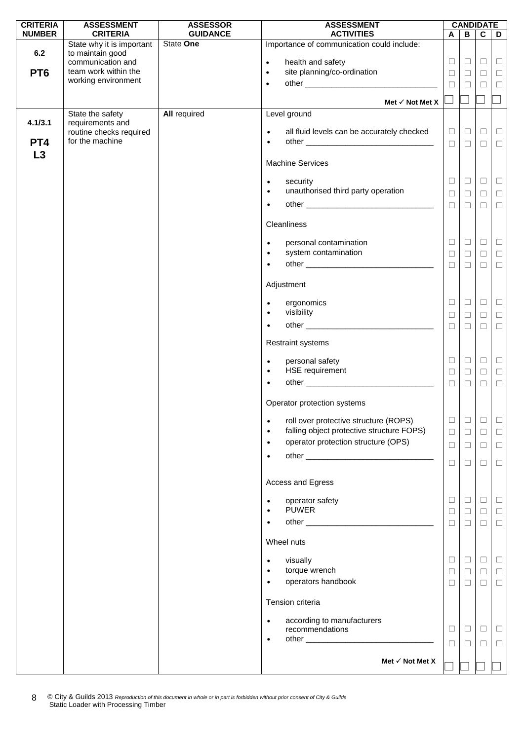| CRITERIA NUMBER | ASSESSMENT CRITERIA | ASSESSOR GUIDANCE | ASSESSMENT ACTIVITIES | CANDIDATE A | B | C | D |
|---|---|---|---|---|---|---|---|
| 6.2<br><br>PT6 | State why it is important to maintain good communication and team work within the working environment | State **One** | Importance of communication could include: | | | | |
| | | | • health and safety | ☐ | ☐ | ☐ | ☐ |
| | | | • site planning/co-ordination | ☐ | ☐ | ☐ | ☐ |
| | | | • other ______________________________ | ☐ | ☐ | ☐ | ☐ |
| | | | Met ✓ Not Met X | ☐ | ☐ | ☐ | ☐ |
| 4.1/3.1<br><br>PT4<br>L3 | State the safety requirements and routine checks required for the machine | **All** required | Level ground | | | | |
| | | | • all fluid levels can be accurately checked | ☐ | ☐ | ☐ | ☐ |
| | | | • other ______________________________ | ☐ | ☐ | ☐ | ☐ |
| | | | Machine Services | | | | |
| | | | • security | ☐ | ☐ | ☐ | ☐ |
| | | | • unauthorised third party operation | ☐ | ☐ | ☐ | ☐ |
| | | | • other ______________________________ | ☐ | ☐ | ☐ | ☐ |
| | | | Cleanliness | | | | |
| | | | • personal contamination | ☐ | ☐ | ☐ | ☐ |
| | | | • system contamination | ☐ | ☐ | ☐ | ☐ |
| | | | • other ______________________________ | ☐ | ☐ | ☐ | ☐ |
| | | | Adjustment | | | | |
| | | | • ergonomics | ☐ | ☐ | ☐ | ☐ |
| | | | • visibility | ☐ | ☐ | ☐ | ☐ |
| | | | • other ______________________________ | ☐ | ☐ | ☐ | ☐ |
| | | | Restraint systems | | | | |
| | | | • personal safety | ☐ | ☐ | ☐ | ☐ |
| | | | • HSE requirement | ☐ | ☐ | ☐ | ☐ |
| | | | • other ______________________________ | ☐ | ☐ | ☐ | ☐ |
| | | | Operator protection systems | | | | |
| | | | • roll over protective structure (ROPS) | ☐ | ☐ | ☐ | ☐ |
| | | | • falling object protective structure FOPS) | ☐ | ☐ | ☐ | ☐ |
| | | | • operator protection structure (OPS) | ☐ | ☐ | ☐ | ☐ |
| | | | • other ______________________________ | ☐ | ☐ | ☐ | ☐ |
| | | | Access and Egress | | | | |
| | | | • operator safety | ☐ | ☐ | ☐ | ☐ |
| | | | • PUWER | ☐ | ☐ | ☐ | ☐ |
| | | | • other ______________________________ | ☐ | ☐ | ☐ | ☐ |
| | | | Wheel nuts | | | | |
| | | | • visually | ☐ | ☐ | ☐ | ☐ |
| | | | • torque wrench | ☐ | ☐ | ☐ | ☐ |
| | | | • operators handbook | ☐ | ☐ | ☐ | ☐ |
| | | | Tension criteria | | | | |
| | | | • according to manufacturers recommendations | ☐ | ☐ | ☐ | ☐ |
| | | | • other ______________________________ | ☐ | ☐ | ☐ | ☐ |
| | | | Met ✓ Not Met X | ☐ | ☐ | ☐ | ☐ |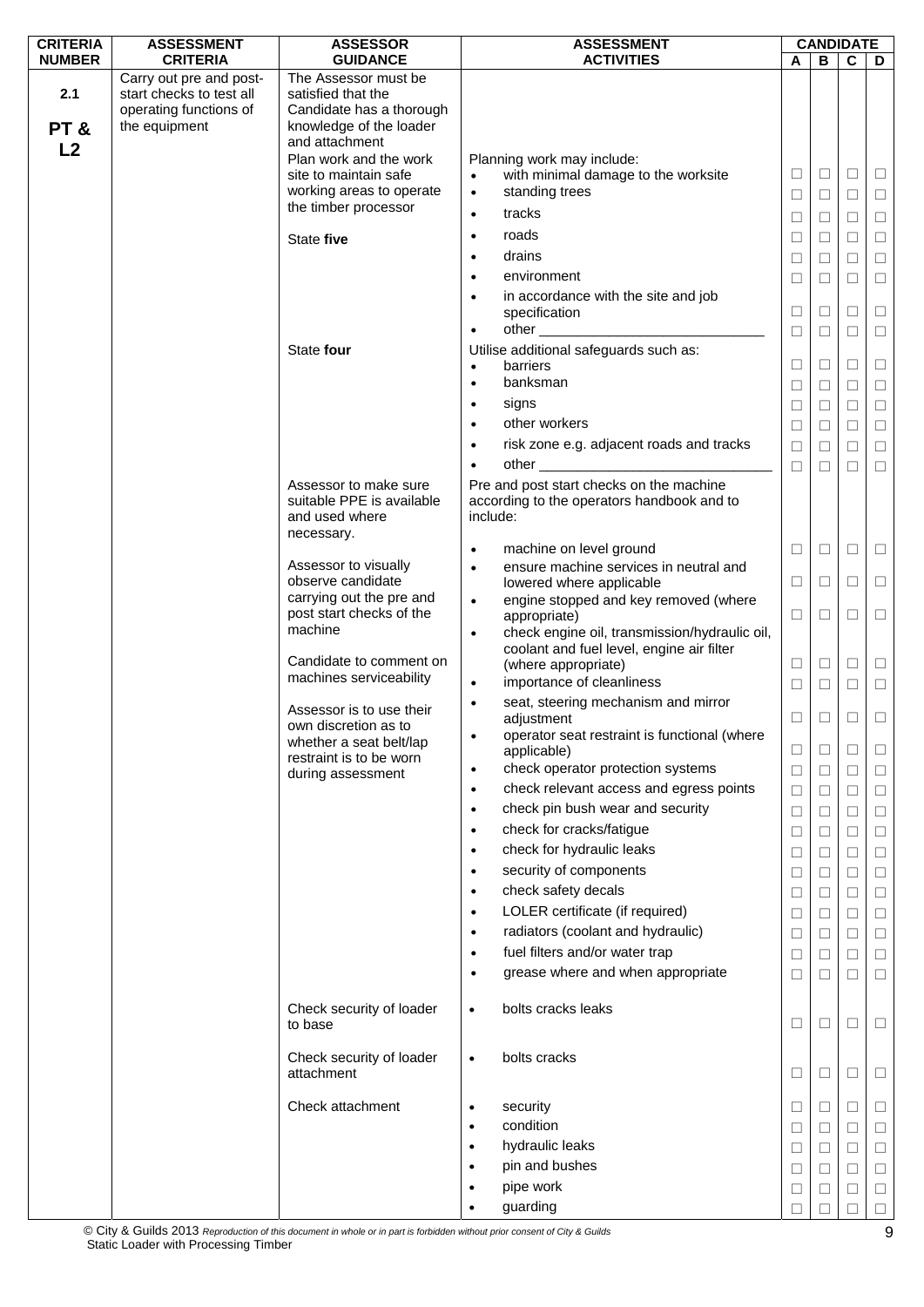| CRITERIA NUMBER | ASSESSMENT CRITERIA | ASSESSOR GUIDANCE | ASSESSMENT ACTIVITIES | CANDIDATE A | B | C | D |
|---|---|---|---|---|---|---|---|
| **2.1**<br><br>**PT & L2** | Carry out pre and post-start checks to test all operating functions of the equipment | The Assessor must be satisfied that the Candidate has a thorough knowledge of the loader and attachment | | | | | |
| | | Plan work and the work site to maintain safe working areas to operate the timber processor | Planning work may include: | | | | |
| | | | • with minimal damage to the worksite | ☐ | ☐ | ☐ | ☐ |
| | | | • standing trees | ☐ | ☐ | ☐ | ☐ |
| | | | • tracks | ☐ | ☐ | ☐ | ☐ |
| | | State **five** | • roads | ☐ | ☐ | ☐ | ☐ |
| | | | • drains | ☐ | ☐ | ☐ | ☐ |
| | | | • environment | ☐ | ☐ | ☐ | ☐ |
| | | | • in accordance with the site and job specification | ☐ | ☐ | ☐ | ☐ |
| | | | • other ___________________________ | ☐ | ☐ | ☐ | ☐ |
| | | State **four** | Utilise additional safeguards such as: | | | | |
| | | | • barriers | ☐ | ☐ | ☐ | ☐ |
| | | | • banksman | ☐ | ☐ | ☐ | ☐ |
| | | | • signs | ☐ | ☐ | ☐ | ☐ |
| | | | • other workers | ☐ | ☐ | ☐ | ☐ |
| | | | • risk zone e.g. adjacent roads and tracks | ☐ | ☐ | ☐ | ☐ |
| | | | • other ___________________________ | ☐ | ☐ | ☐ | ☐ |
| | | Assessor to make sure suitable PPE is available and used where necessary. | Pre and post start checks on the machine according to the operators handbook and to include: | | | | |
| | | Assessor to visually observe candidate carrying out the pre and post start checks of the machine | • machine on level ground | ☐ | ☐ | ☐ | ☐ |
| | | | • ensure machine services in neutral and lowered where applicable | ☐ | ☐ | ☐ | ☐ |
| | | | • engine stopped and key removed (where appropriate) | ☐ | ☐ | ☐ | ☐ |
| | | Candidate to comment on machines serviceability | • check engine oil, transmission/hydraulic oil, coolant and fuel level, engine air filter (where appropriate) | ☐ | ☐ | ☐ | ☐ |
| | | | • importance of cleanliness | ☐ | ☐ | ☐ | ☐ |
| | | Assessor is to use their own discretion as to whether a seat belt/lap restraint is to be worn during assessment | • seat, steering mechanism and mirror adjustment | ☐ | ☐ | ☐ | ☐ |
| | | | • operator seat restraint is functional (where applicable) | ☐ | ☐ | ☐ | ☐ |
| | | | • check operator protection systems | ☐ | ☐ | ☐ | ☐ |
| | | | • check relevant access and egress points | ☐ | ☐ | ☐ | ☐ |
| | | | • check pin bush wear and security | ☐ | ☐ | ☐ | ☐ |
| | | | • check for cracks/fatigue | ☐ | ☐ | ☐ | ☐ |
| | | | • check for hydraulic leaks | ☐ | ☐ | ☐ | ☐ |
| | | | • security of components | ☐ | ☐ | ☐ | ☐ |
| | | | • check safety decals | ☐ | ☐ | ☐ | ☐ |
| | | | • LOLER certificate (if required) | ☐ | ☐ | ☐ | ☐ |
| | | | • radiators (coolant and hydraulic) | ☐ | ☐ | ☐ | ☐ |
| | | | • fuel filters and/or water trap | ☐ | ☐ | ☐ | ☐ |
| | | | • grease where and when appropriate | ☐ | ☐ | ☐ | ☐ |
| | | Check security of loader to base | • bolts cracks leaks | ☐ | ☐ | ☐ | ☐ |
| | | Check security of loader attachment | • bolts cracks | ☐ | ☐ | ☐ | ☐ |
| | | Check attachment | • security | ☐ | ☐ | ☐ | ☐ |
| | | | • condition | ☐ | ☐ | ☐ | ☐ |
| | | | • hydraulic leaks | ☐ | ☐ | ☐ | ☐ |
| | | | • pin and bushes | ☐ | ☐ | ☐ | ☐ |
| | | | • pipe work | ☐ | ☐ | ☐ | ☐ |
| | | | • guarding | ☐ | ☐ | ☐ | ☐ |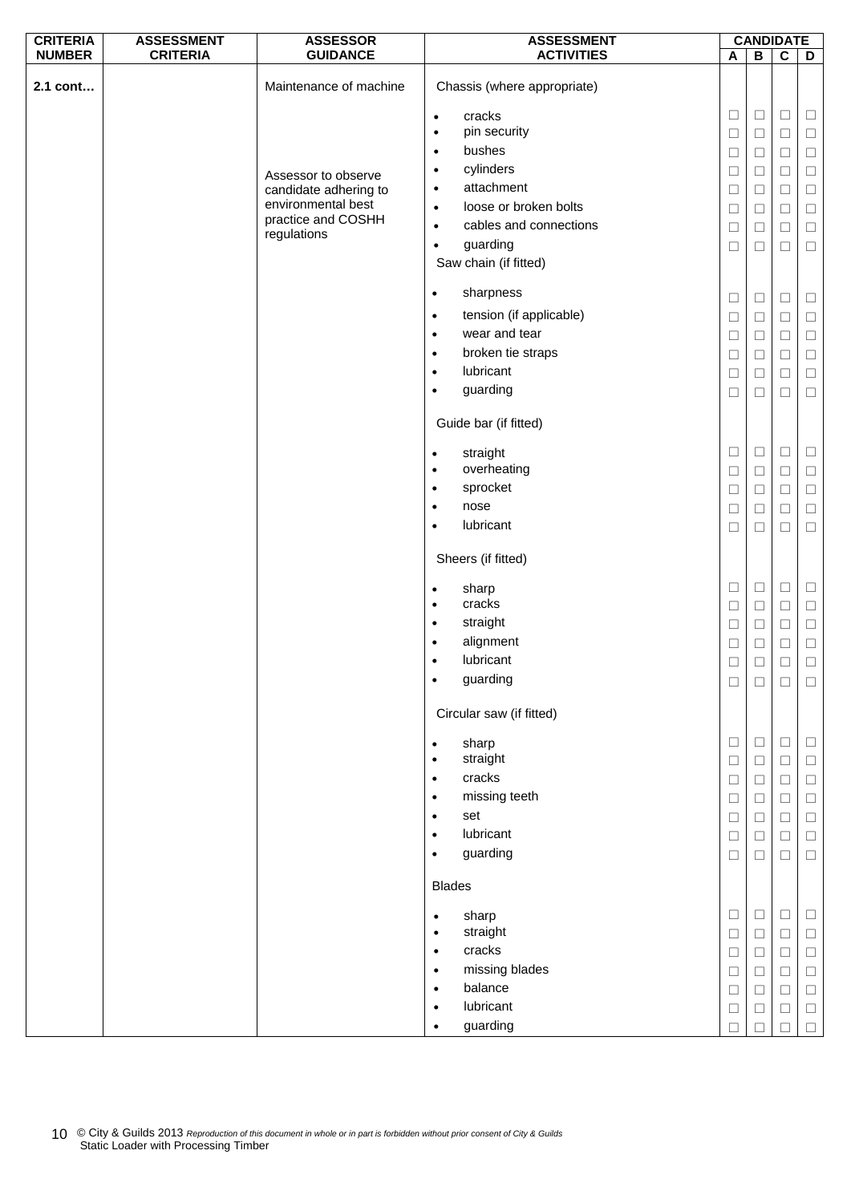| CRITERIA NUMBER | ASSESSMENT CRITERIA | ASSESSOR GUIDANCE | ASSESSMENT ACTIVITIES | CANDIDATE | | | |
|---|---|---|---|---|---|---|---|
| | | | | A | B | C | D |
| 2.1 cont… | | Maintenance of machine | Chassis (where appropriate) | | | | |
| | | | • cracks | ☐ | ☐ | ☐ | ☐ |
| | | | • pin security | ☐ | ☐ | ☐ | ☐ |
| | | | • bushes | ☐ | ☐ | ☐ | ☐ |
| | | Assessor to observe candidate adhering to environmental best practice and COSHH regulations | • cylinders | ☐ | ☐ | ☐ | ☐ |
| | | | • attachment | ☐ | ☐ | ☐ | ☐ |
| | | | • loose or broken bolts | ☐ | ☐ | ☐ | ☐ |
| | | | • cables and connections | ☐ | ☐ | ☐ | ☐ |
| | | | • guarding | ☐ | ☐ | ☐ | ☐ |
| | | | Saw chain (if fitted) | | | | |
| | | | • sharpness | ☐ | ☐ | ☐ | ☐ |
| | | | • tension (if applicable) | ☐ | ☐ | ☐ | ☐ |
| | | | • wear and tear | ☐ | ☐ | ☐ | ☐ |
| | | | • broken tie straps | ☐ | ☐ | ☐ | ☐ |
| | | | • lubricant | ☐ | ☐ | ☐ | ☐ |
| | | | • guarding | ☐ | ☐ | ☐ | ☐ |
| | | | Guide bar (if fitted) | | | | |
| | | | • straight | ☐ | ☐ | ☐ | ☐ |
| | | | • overheating | ☐ | ☐ | ☐ | ☐ |
| | | | • sprocket | ☐ | ☐ | ☐ | ☐ |
| | | | • nose | ☐ | ☐ | ☐ | ☐ |
| | | | • lubricant | ☐ | ☐ | ☐ | ☐ |
| | | | Sheers (if fitted) | | | | |
| | | | • sharp | ☐ | ☐ | ☐ | ☐ |
| | | | • cracks | ☐ | ☐ | ☐ | ☐ |
| | | | • straight | ☐ | ☐ | ☐ | ☐ |
| | | | • alignment | ☐ | ☐ | ☐ | ☐ |
| | | | • lubricant | ☐ | ☐ | ☐ | ☐ |
| | | | • guarding | ☐ | ☐ | ☐ | ☐ |
| | | | Circular saw (if fitted) | | | | |
| | | | • sharp | ☐ | ☐ | ☐ | ☐ |
| | | | • straight | ☐ | ☐ | ☐ | ☐ |
| | | | • cracks | ☐ | ☐ | ☐ | ☐ |
| | | | • missing teeth | ☐ | ☐ | ☐ | ☐ |
| | | | • set | ☐ | ☐ | ☐ | ☐ |
| | | | • lubricant | ☐ | ☐ | ☐ | ☐ |
| | | | • guarding | ☐ | ☐ | ☐ | ☐ |
| | | | Blades | | | | |
| | | | • sharp | ☐ | ☐ | ☐ | ☐ |
| | | | • straight | ☐ | ☐ | ☐ | ☐ |
| | | | • cracks | ☐ | ☐ | ☐ | ☐ |
| | | | • missing blades | ☐ | ☐ | ☐ | ☐ |
| | | | • balance | ☐ | ☐ | ☐ | ☐ |
| | | | • lubricant | ☐ | ☐ | ☐ | ☐ |
| | | | • guarding | ☐ | ☐ | ☐ | ☐ |

© City & Guilds 2013 *Reproduction of this document in whole or in part is forbidden without prior consent of City & Guilds*
Static Loader with Processing Timber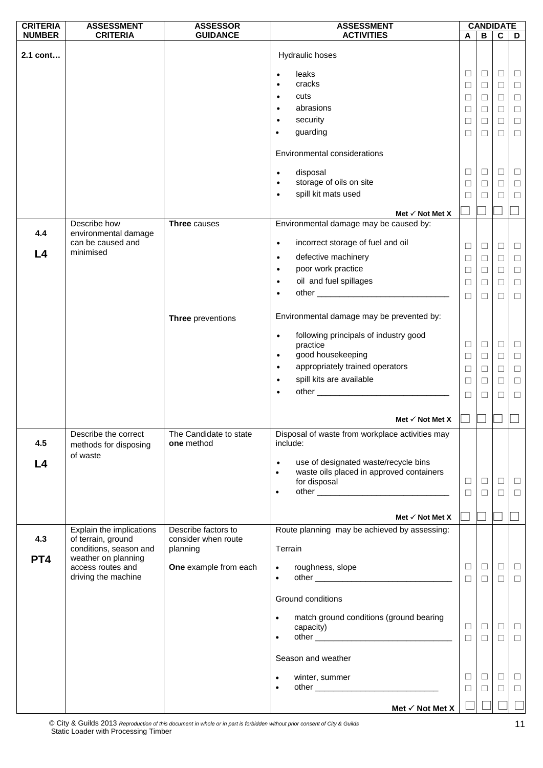| CRITERIA NUMBER | ASSESSMENT CRITERIA | ASSESSOR GUIDANCE | ASSESSMENT ACTIVITIES | CANDIDATE A | B | C | D |
|---|---|---|---|---|---|---|---|
| 2.1 cont… | | | Hydraulic hoses | | | | |
| | | | • leaks | ☐ | ☐ | ☐ | ☐ |
| | | | • cracks | ☐ | ☐ | ☐ | ☐ |
| | | | • cuts | ☐ | ☐ | ☐ | ☐ |
| | | | • abrasions | ☐ | ☐ | ☐ | ☐ |
| | | | • security | ☐ | ☐ | ☐ | ☐ |
| | | | • guarding | ☐ | ☐ | ☐ | ☐ |
| | | | Environmental considerations | | | | |
| | | | • disposal | ☐ | ☐ | ☐ | ☐ |
| | | | • storage of oils on site | ☐ | ☐ | ☐ | ☐ |
| | | | • spill kit mats used | ☐ | ☐ | ☐ | ☐ |
| | | | **Met ✓ Not Met X** | ☐ | ☐ | ☐ | ☐ |
| 4.4 L4 | Describe how environmental damage can be caused and minimised | **Three** causes | Environmental damage may be caused by: | | | | |
| | | | • incorrect storage of fuel and oil | ☐ | ☐ | ☐ | ☐ |
| | | | • defective machinery | ☐ | ☐ | ☐ | ☐ |
| | | | • poor work practice | ☐ | ☐ | ☐ | ☐ |
| | | | • oil and fuel spillages | ☐ | ☐ | ☐ | ☐ |
| | | | • other ____________________________ | ☐ | ☐ | ☐ | ☐ |
| | | **Three** preventions | Environmental damage may be prevented by: | | | | |
| | | | • following principals of industry good practice | ☐ | ☐ | ☐ | ☐ |
| | | | • good housekeeping | ☐ | ☐ | ☐ | ☐ |
| | | | • appropriately trained operators | ☐ | ☐ | ☐ | ☐ |
| | | | • spill kits are available | ☐ | ☐ | ☐ | ☐ |
| | | | • other ____________________________ | ☐ | ☐ | ☐ | ☐ |
| | | | **Met ✓ Not Met X** | ☐ | ☐ | ☐ | ☐ |
| 4.5 L4 | Describe the correct methods for disposing of waste | The Candidate to state **one** method | Disposal of waste from workplace activities may include: | | | | |
| | | | • use of designated waste/recycle bins<br>• waste oils placed in approved containers for disposal | ☐ | ☐ | ☐ | ☐ |
| | | | • other ____________________________ | ☐ | ☐ | ☐ | ☐ |
| | | | **Met ✓ Not Met X** | ☐ | ☐ | ☐ | ☐ |
| 4.3 PT4 | Explain the implications of terrain, ground conditions, season and weather on planning access routes and driving the machine | Describe factors to consider when route planning<br><br>**One** example from each | Route planning may be achieved by assessing: | | | | |
| | | | Terrain | | | | |
| | | | • roughness, slope | ☐ | ☐ | ☐ | ☐ |
| | | | • other ____________________________ | ☐ | ☐ | ☐ | ☐ |
| | | | Ground conditions | | | | |
| | | | • match ground conditions (ground bearing capacity) | ☐ | ☐ | ☐ | ☐ |
| | | | • other ____________________________ | ☐ | ☐ | ☐ | ☐ |
| | | | Season and weather | | | | |
| | | | • winter, summer | ☐ | ☐ | ☐ | ☐ |
| | | | • other ____________________________ | ☐ | ☐ | ☐ | ☐ |
| | | | **Met ✓ Not Met X** | ☐ | ☐ | ☐ | ☐ |

© City & Guilds 2013 *Reproduction of this document in whole or in part is forbidden without prior consent of City & Guilds*
Static Loader with Processing Timber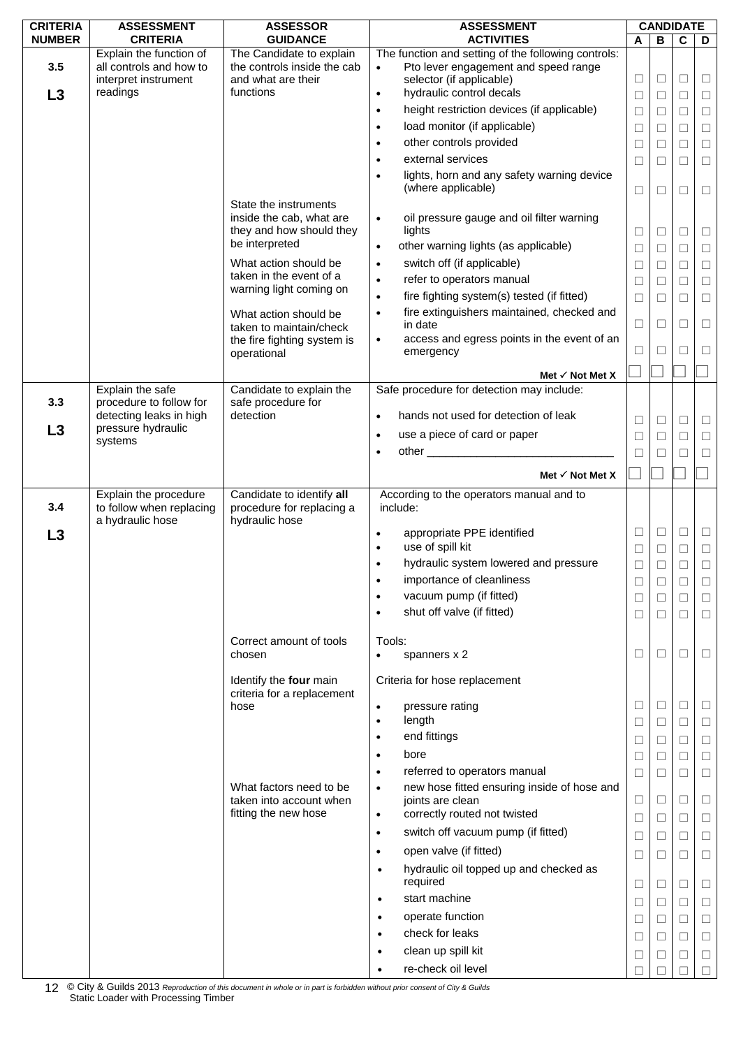| CRITERIA NUMBER | ASSESSMENT CRITERIA | ASSESSOR GUIDANCE | ASSESSMENT ACTIVITIES | CANDIDATE A | B | C | D |
|---|---|---|---|---|---|---|---|
| 3.5<br><br>**L3** | Explain the function of all controls and how to interpret instrument readings | The Candidate to explain the controls inside the cab and what are their functions | The function and setting of the following controls: | | | | |
| | | | • Pto lever engagement and speed range selector (if applicable) | ☐ | ☐ | ☐ | ☐ |
| | | | • hydraulic control decals | ☐ | ☐ | ☐ | ☐ |
| | | | • height restriction devices (if applicable) | ☐ | ☐ | ☐ | ☐ |
| | | | • load monitor (if applicable) | ☐ | ☐ | ☐ | ☐ |
| | | | • other controls provided | ☐ | ☐ | ☐ | ☐ |
| | | | • external services | ☐ | ☐ | ☐ | ☐ |
| | | | • lights, horn and any safety warning device (where applicable) | ☐ | ☐ | ☐ | ☐ |
| | | State the instruments inside the cab, what are they and how should they be interpreted | • oil pressure gauge and oil filter warning lights | ☐ | ☐ | ☐ | ☐ |
| | | | • other warning lights (as applicable) | ☐ | ☐ | ☐ | ☐ |
| | | What action should be taken in the event of a warning light coming on | • switch off (if applicable) | ☐ | ☐ | ☐ | ☐ |
| | | | • refer to operators manual | ☐ | ☐ | ☐ | ☐ |
| | | What action should be taken to maintain/check the fire fighting system is operational | • fire fighting system(s) tested (if fitted) | ☐ | ☐ | ☐ | ☐ |
| | | | • fire extinguishers maintained, checked and in date | ☐ | ☐ | ☐ | ☐ |
| | | | • access and egress points in the event of an emergency | ☐ | ☐ | ☐ | ☐ |
| | | | **Met ✓ Not Met X** | ☐ | ☐ | ☐ | ☐ |
| 3.3<br><br>**L3** | Explain the safe procedure to follow for detecting leaks in high pressure hydraulic systems | Candidate to explain the safe procedure for detection | Safe procedure for detection may include: | | | | |
| | | | • hands not used for detection of leak | ☐ | ☐ | ☐ | ☐ |
| | | | • use a piece of card or paper | ☐ | ☐ | ☐ | ☐ |
| | | | • other ______________________________ | ☐ | ☐ | ☐ | ☐ |
| | | | **Met ✓ Not Met X** | ☐ | ☐ | ☐ | ☐ |
| 3.4<br><br>**L3** | Explain the procedure to follow when replacing a hydraulic hose | Candidate to identify **all** procedure for replacing a hydraulic hose | According to the operators manual and to include: | | | | |
| | | | • appropriate PPE identified | ☐ | ☐ | ☐ | ☐ |
| | | | • use of spill kit | ☐ | ☐ | ☐ | ☐ |
| | | | • hydraulic system lowered and pressure | ☐ | ☐ | ☐ | ☐ |
| | | | • importance of cleanliness | ☐ | ☐ | ☐ | ☐ |
| | | | • vacuum pump (if fitted) | ☐ | ☐ | ☐ | ☐ |
| | | | • shut off valve (if fitted) | ☐ | ☐ | ☐ | ☐ |
| | | Correct amount of tools chosen | Tools:<br>• spanners x 2 | ☐ | ☐ | ☐ | ☐ |
| | | Identify the **four** main criteria for a replacement hose | Criteria for hose replacement | | | | |
| | | | • pressure rating | ☐ | ☐ | ☐ | ☐ |
| | | | • length | ☐ | ☐ | ☐ | ☐ |
| | | | • end fittings | ☐ | ☐ | ☐ | ☐ |
| | | | • bore | ☐ | ☐ | ☐ | ☐ |
| | | | • referred to operators manual | ☐ | ☐ | ☐ | ☐ |
| | | What factors need to be taken into account when fitting the new hose | • new hose fitted ensuring inside of hose and joints are clean | ☐ | ☐ | ☐ | ☐ |
| | | | • correctly routed not twisted | ☐ | ☐ | ☐ | ☐ |
| | | | • switch off vacuum pump (if fitted) | ☐ | ☐ | ☐ | ☐ |
| | | | • open valve (if fitted) | ☐ | ☐ | ☐ | ☐ |
| | | | • hydraulic oil topped up and checked as required | ☐ | ☐ | ☐ | ☐ |
| | | | • start machine | ☐ | ☐ | ☐ | ☐ |
| | | | • operate function | ☐ | ☐ | ☐ | ☐ |
| | | | • check for leaks | ☐ | ☐ | ☐ | ☐ |
| | | | • clean up spill kit | ☐ | ☐ | ☐ | ☐ |
| | | | • re-check oil level | ☐ | ☐ | ☐ | ☐ |

© City & Guilds 2013 *Reproduction of this document in whole or in part is forbidden without prior consent of City & Guilds*
Static Loader with Processing Timber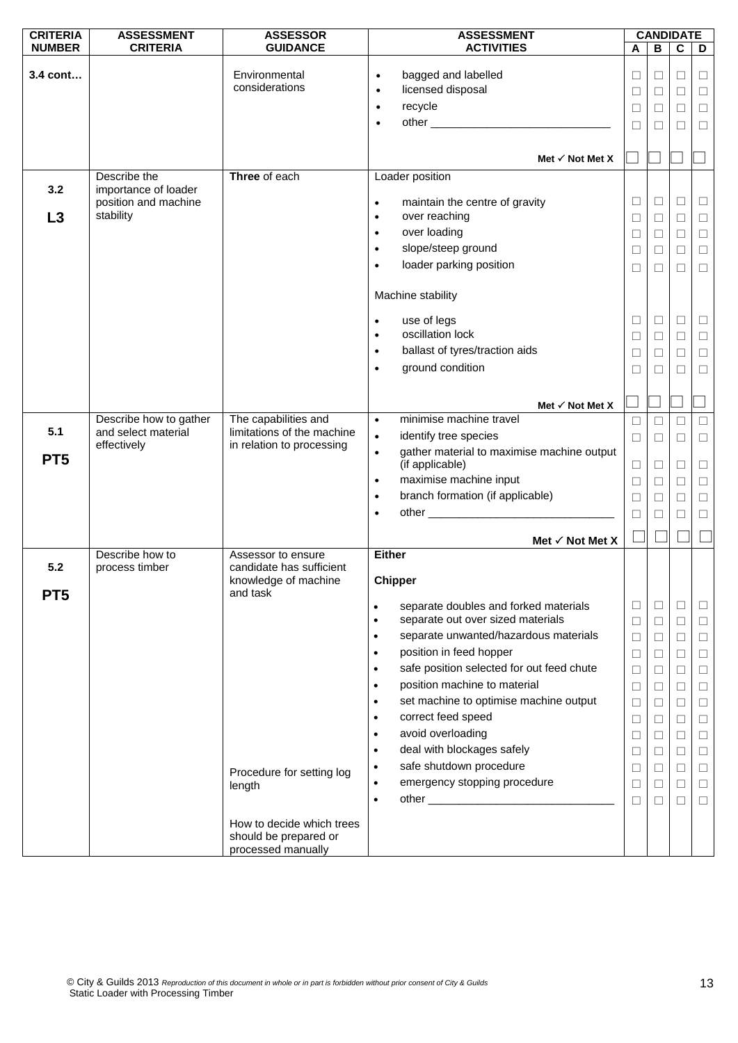| CRITERIA NUMBER | ASSESSMENT CRITERIA | ASSESSOR GUIDANCE | ASSESSMENT ACTIVITIES | CANDIDATE A | B | C | D |
|---|---|---|---|---|---|---|---|
| 3.4 cont… | | Environmental considerations | • bagged and labelled | ☐ | ☐ | ☐ | ☐ |
| | | | • licensed disposal | ☐ | ☐ | ☐ | ☐ |
| | | | • recycle | ☐ | ☐ | ☐ | ☐ |
| | | | • other ____________________________ | ☐ | ☐ | ☐ | ☐ |
| | | | **Met ✓ Not Met X** | ☐ | ☐ | ☐ | ☐ |
| 3.2 L3 | Describe the importance of loader position and machine stability | **Three** of each | Loader position | | | | |
| | | | • maintain the centre of gravity | ☐ | ☐ | ☐ | ☐ |
| | | | • over reaching | ☐ | ☐ | ☐ | ☐ |
| | | | • over loading | ☐ | ☐ | ☐ | ☐ |
| | | | • slope/steep ground | ☐ | ☐ | ☐ | ☐ |
| | | | • loader parking position | ☐ | ☐ | ☐ | ☐ |
| | | | Machine stability | | | | |
| | | | • use of legs | ☐ | ☐ | ☐ | ☐ |
| | | | • oscillation lock | ☐ | ☐ | ☐ | ☐ |
| | | | • ballast of tyres/traction aids | ☐ | ☐ | ☐ | ☐ |
| | | | • ground condition | ☐ | ☐ | ☐ | ☐ |
| | | | **Met ✓ Not Met X** | ☐ | ☐ | ☐ | ☐ |
| 5.1 PT5 | Describe how to gather and select material effectively | The capabilities and limitations of the machine in relation to processing | • minimise machine travel | ☐ | ☐ | ☐ | ☐ |
| | | | • identify tree species | ☐ | ☐ | ☐ | ☐ |
| | | | • gather material to maximise machine output (if applicable) | ☐ | ☐ | ☐ | ☐ |
| | | | • maximise machine input | ☐ | ☐ | ☐ | ☐ |
| | | | • branch formation (if applicable) | ☐ | ☐ | ☐ | ☐ |
| | | | • other ____________________________ | ☐ | ☐ | ☐ | ☐ |
| | | | **Met ✓ Not Met X** | ☐ | ☐ | ☐ | ☐ |
| 5.2 PT5 | Describe how to process timber | Assessor to ensure candidate has sufficient knowledge of machine and task | **Either** | | | | |
| | | | **Chipper** | | | | |
| | | | • separate doubles and forked materials | ☐ | ☐ | ☐ | ☐ |
| | | | • separate out over sized materials | ☐ | ☐ | ☐ | ☐ |
| | | | • separate unwanted/hazardous materials | ☐ | ☐ | ☐ | ☐ |
| | | | • position in feed hopper | ☐ | ☐ | ☐ | ☐ |
| | | | • safe position selected for out feed chute | ☐ | ☐ | ☐ | ☐ |
| | | | • position machine to material | ☐ | ☐ | ☐ | ☐ |
| | | | • set machine to optimise machine output | ☐ | ☐ | ☐ | ☐ |
| | | | • correct feed speed | ☐ | ☐ | ☐ | ☐ |
| | | | • avoid overloading | ☐ | ☐ | ☐ | ☐ |
| | | | • deal with blockages safely | ☐ | ☐ | ☐ | ☐ |
| | | Procedure for setting log length | • safe shutdown procedure | ☐ | ☐ | ☐ | ☐ |
| | | | • emergency stopping procedure | ☐ | ☐ | ☐ | ☐ |
| | | | • other ____________________________ | ☐ | ☐ | ☐ | ☐ |
| | | How to decide which trees should be prepared or processed manually | | | | | |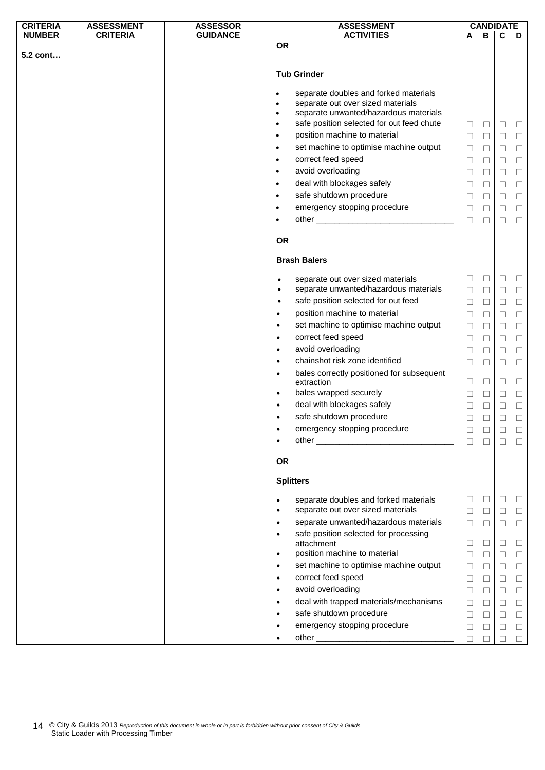| CRITERIA NUMBER | ASSESSMENT CRITERIA | ASSESSOR GUIDANCE | ASSESSMENT ACTIVITIES | CANDIDATE | | | |
|---|---|---|---|---|---|---|---|
| | | | | A | B | C | D |
| 5.2 cont… | | | **OR** | | | | |
| | | | **Tub Grinder** | | | | |
| | | | • separate doubles and forked materials<br>• separate out over sized materials<br>• separate unwanted/hazardous materials<br>• safe position selected for out feed chute | ☐ | ☐ | ☐ | ☐ |
| | | | • position machine to material | ☐ | ☐ | ☐ | ☐ |
| | | | • set machine to optimise machine output | ☐ | ☐ | ☐ | ☐ |
| | | | • correct feed speed | ☐ | ☐ | ☐ | ☐ |
| | | | • avoid overloading | ☐ | ☐ | ☐ | ☐ |
| | | | • deal with blockages safely | ☐ | ☐ | ☐ | ☐ |
| | | | • safe shutdown procedure | ☐ | ☐ | ☐ | ☐ |
| | | | • emergency stopping procedure | ☐ | ☐ | ☐ | ☐ |
| | | | • other ______________________________ | ☐ | ☐ | ☐ | ☐ |
| | | | **OR** | | | | |
| | | | **Brash Balers** | | | | |
| | | | • separate out over sized materials | ☐ | ☐ | ☐ | ☐ |
| | | | • separate unwanted/hazardous materials | ☐ | ☐ | ☐ | ☐ |
| | | | • safe position selected for out feed | ☐ | ☐ | ☐ | ☐ |
| | | | • position machine to material | ☐ | ☐ | ☐ | ☐ |
| | | | • set machine to optimise machine output | ☐ | ☐ | ☐ | ☐ |
| | | | • correct feed speed | ☐ | ☐ | ☐ | ☐ |
| | | | • avoid overloading | ☐ | ☐ | ☐ | ☐ |
| | | | • chainshot risk zone identified | ☐ | ☐ | ☐ | ☐ |
| | | | • bales correctly positioned for subsequent extraction | ☐ | ☐ | ☐ | ☐ |
| | | | • bales wrapped securely | ☐ | ☐ | ☐ | ☐ |
| | | | • deal with blockages safely | ☐ | ☐ | ☐ | ☐ |
| | | | • safe shutdown procedure | ☐ | ☐ | ☐ | ☐ |
| | | | • emergency stopping procedure | ☐ | ☐ | ☐ | ☐ |
| | | | • other ______________________________ | ☐ | ☐ | ☐ | ☐ |
| | | | **OR** | | | | |
| | | | **Splitters** | | | | |
| | | | • separate doubles and forked materials | ☐ | ☐ | ☐ | ☐ |
| | | | • separate out over sized materials | ☐ | ☐ | ☐ | ☐ |
| | | | • separate unwanted/hazardous materials | ☐ | ☐ | ☐ | ☐ |
| | | | • safe position selected for processing attachment | ☐ | ☐ | ☐ | ☐ |
| | | | • position machine to material | ☐ | ☐ | ☐ | ☐ |
| | | | • set machine to optimise machine output | ☐ | ☐ | ☐ | ☐ |
| | | | • correct feed speed | ☐ | ☐ | ☐ | ☐ |
| | | | • avoid overloading | ☐ | ☐ | ☐ | ☐ |
| | | | • deal with trapped materials/mechanisms | ☐ | ☐ | ☐ | ☐ |
| | | | • safe shutdown procedure | ☐ | ☐ | ☐ | ☐ |
| | | | • emergency stopping procedure | ☐ | ☐ | ☐ | ☐ |
| | | | • other ______________________________ | ☐ | ☐ | ☐ | ☐ |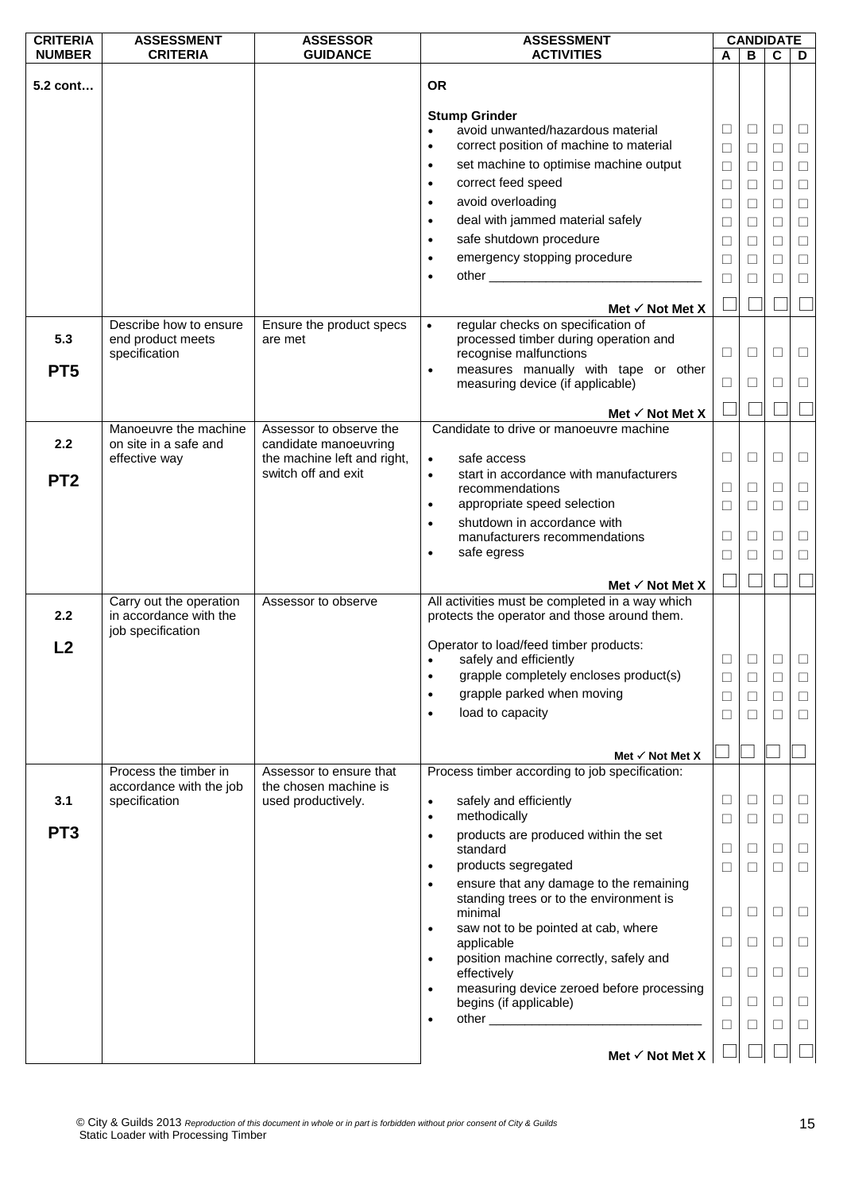| CRITERIA NUMBER | ASSESSMENT CRITERIA | ASSESSOR GUIDANCE | ASSESSMENT ACTIVITIES | CANDIDATE | | | |
|---|---|---|---|---|---|---|---|
| | | | | A | B | C | D |
| 5.2 cont… | | | OR | | | | |
| | | | Stump Grinder | | | | |
| | | | • avoid unwanted/hazardous material | ☐ | ☐ | ☐ | ☐ |
| | | | • correct position of machine to material | ☐ | ☐ | ☐ | ☐ |
| | | | • set machine to optimise machine output | ☐ | ☐ | ☐ | ☐ |
| | | | • correct feed speed | ☐ | ☐ | ☐ | ☐ |
| | | | • avoid overloading | ☐ | ☐ | ☐ | ☐ |
| | | | • deal with jammed material safely | ☐ | ☐ | ☐ | ☐ |
| | | | • safe shutdown procedure | ☐ | ☐ | ☐ | ☐ |
| | | | • emergency stopping procedure | ☐ | ☐ | ☐ | ☐ |
| | | | • other ______________________________ | ☐ | ☐ | ☐ | ☐ |
| | | | **Met ✓ Not Met X** | ☐ | ☐ | ☐ | ☐ |
| 5.3 PT5 | Describe how to ensure end product meets specification | Ensure the product specs are met | • regular checks on specification of processed timber during operation and recognise malfunctions | ☐ | ☐ | ☐ | ☐ |
| | | | • measures manually with tape or other measuring device (if applicable) | ☐ | ☐ | ☐ | ☐ |
| | | | **Met ✓ Not Met X** | ☐ | ☐ | ☐ | ☐ |
| 2.2 PT2 | Manoeuvre the machine on site in a safe and effective way | Assessor to observe the candidate manoeuvring the machine left and right, switch off and exit | Candidate to drive or manoeuvre machine | | | | |
| | | | • safe access | ☐ | ☐ | ☐ | ☐ |
| | | | • start in accordance with manufacturers recommendations | ☐ | ☐ | ☐ | ☐ |
| | | | • appropriate speed selection | ☐ | ☐ | ☐ | ☐ |
| | | | • shutdown in accordance with manufacturers recommendations | ☐ | ☐ | ☐ | ☐ |
| | | | • safe egress | ☐ | ☐ | ☐ | ☐ |
| | | | **Met ✓ Not Met X** | ☐ | ☐ | ☐ | ☐ |
| 2.2 L2 | Carry out the operation in accordance with the job specification | Assessor to observe | All activities must be completed in a way which protects the operator and those around them. | | | | |
| | | | Operator to load/feed timber products: | | | | |
| | | | • safely and efficiently | ☐ | ☐ | ☐ | ☐ |
| | | | • grapple completely encloses product(s) | ☐ | ☐ | ☐ | ☐ |
| | | | • grapple parked when moving | ☐ | ☐ | ☐ | ☐ |
| | | | • load to capacity | ☐ | ☐ | ☐ | ☐ |
| | | | **Met ✓ Not Met X** | ☐ | ☐ | ☐ | ☐ |
| 3.1 PT3 | Process the timber in accordance with the job specification | Assessor to ensure that the chosen machine is used productively. | Process timber according to job specification: | | | | |
| | | | • safely and efficiently | ☐ | ☐ | ☐ | ☐ |
| | | | • methodically | ☐ | ☐ | ☐ | ☐ |
| | | | • products are produced within the set standard | ☐ | ☐ | ☐ | ☐ |
| | | | • products segregated | ☐ | ☐ | ☐ | ☐ |
| | | | • ensure that any damage to the remaining standing trees or to the environment is minimal | ☐ | ☐ | ☐ | ☐ |
| | | | • saw not to be pointed at cab, where applicable | ☐ | ☐ | ☐ | ☐ |
| | | | • position machine correctly, safely and effectively | ☐ | ☐ | ☐ | ☐ |
| | | | • measuring device zeroed before processing begins (if applicable) | ☐ | ☐ | ☐ | ☐ |
| | | | • other ______________________________ | ☐ | ☐ | ☐ | ☐ |
| | | | **Met ✓ Not Met X** | ☐ | ☐ | ☐ | ☐ |

© City & Guilds 2013 *Reproduction of this document in whole or in part is forbidden without prior consent of City & Guilds*
Static Loader with Processing Timber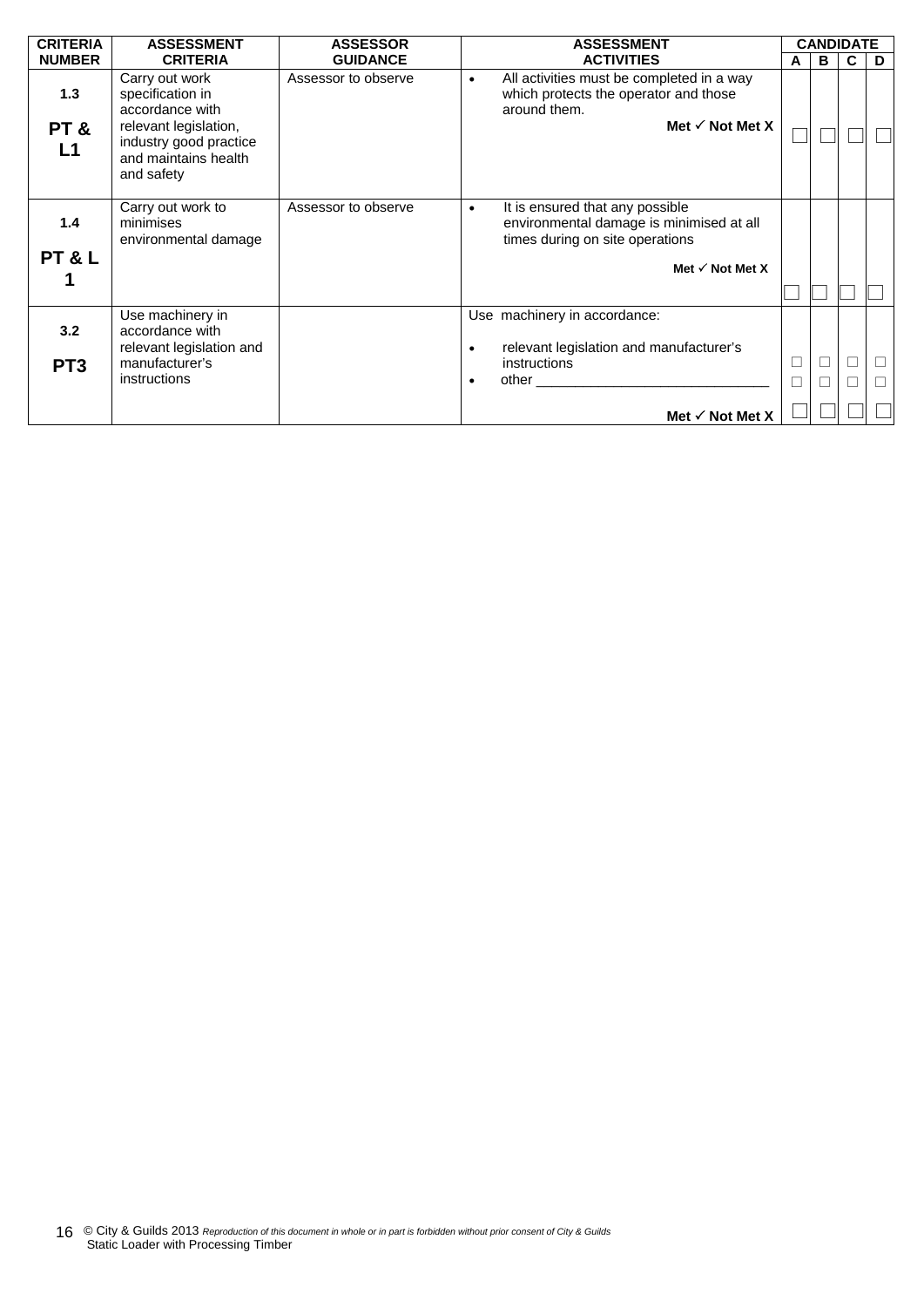| CRITERIA NUMBER | ASSESSMENT CRITERIA | ASSESSOR GUIDANCE | ASSESSMENT ACTIVITIES | CANDIDATE | | | |
|---|---|---|---|---|---|---|---|
| | | | | A | B | C | D |
| 1.3<br><br>**PT & L1** | Carry out work specification in accordance with relevant legislation, industry good practice and maintains health and safety | Assessor to observe | • All activities must be completed in a way which protects the operator and those around them.<br><br>**Met ✓ Not Met X** | ☐ | ☐ | ☐ | ☐ |
| 1.4<br><br>**PT & L 1** | Carry out work to minimises environmental damage | Assessor to observe | • It is ensured that any possible environmental damage is minimised at all times during on site operations<br><br>**Met ✓ Not Met X** | ☐ | ☐ | ☐ | ☐ |
| 3.2<br><br>**PT3** | Use machinery in accordance with relevant legislation and manufacturer's instructions | | Use machinery in accordance:<br><br>• relevant legislation and manufacturer's instructions<br>• other ______________________________<br><br>**Met ✓ Not Met X** | ☐<br>☐<br>☐ | ☐<br>☐<br>☐ | ☐<br>☐<br>☐ | ☐<br>☐<br>☐ |

© City & Guilds 2013 *Reproduction of this document in whole or in part is forbidden without prior consent of City & Guilds*
Static Loader with Processing Timber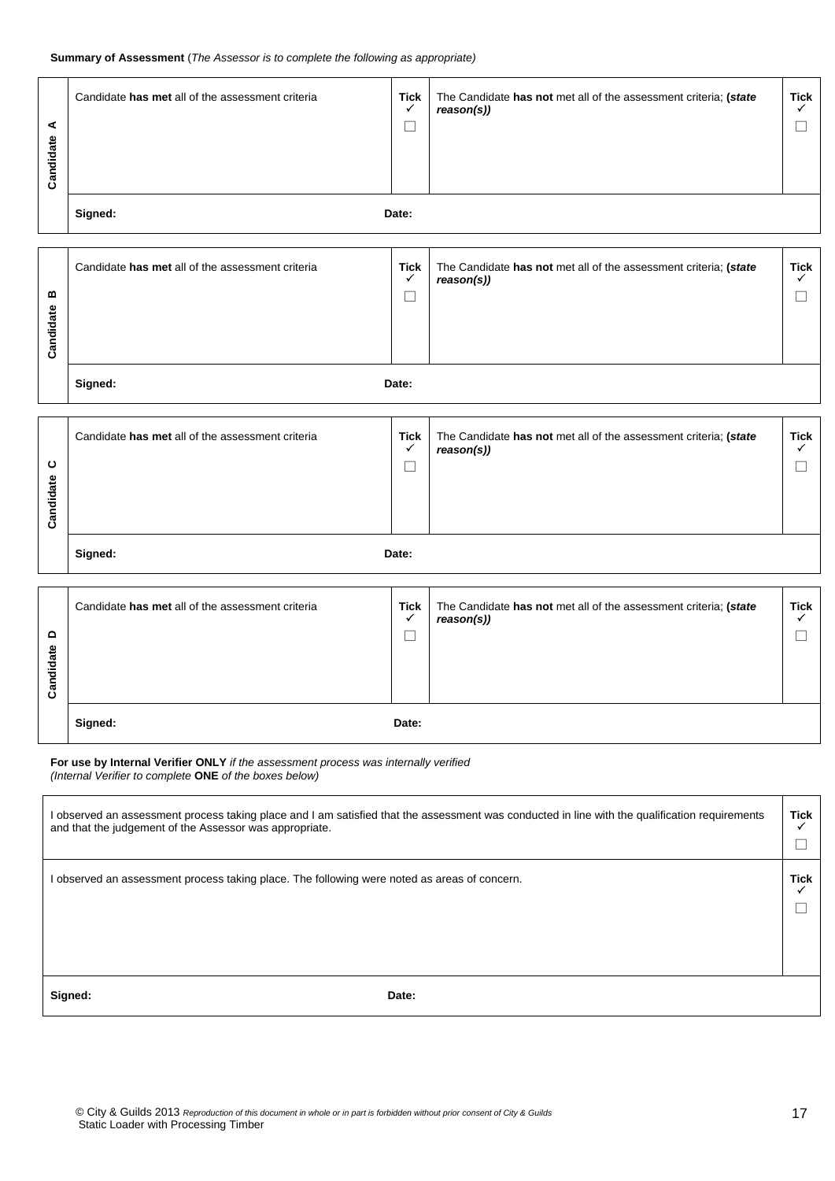**Summary of Assessment** (*The Assessor is to complete the following as appropriate*)

| | | | | |
|---|---|---|---|---|
| **Candidate A** | Candidate **has met** all of the assessment criteria | **Tick** ✓ ☐ | The Candidate **has not** met all of the assessment criteria; ***(state reason(s))*** | **Tick** ✓ ☐ |
| | **Signed:** | **Date:** | | |

| | | | | |
|---|---|---|---|---|
| **Candidate B** | Candidate **has met** all of the assessment criteria | **Tick** ✓ ☐ | The Candidate **has not** met all of the assessment criteria; ***(state reason(s))*** | **Tick** ✓ ☐ |
| | **Signed:** | **Date:** | | |

| | | | | |
|---|---|---|---|---|
| **Candidate C** | Candidate **has met** all of the assessment criteria | **Tick** ✓ ☐ | The Candidate **has not** met all of the assessment criteria; ***(state reason(s))*** | **Tick** ✓ ☐ |
| | **Signed:** | **Date:** | | |

| | | | | |
|---|---|---|---|---|
| **Candidate D** | Candidate **has met** all of the assessment criteria | **Tick** ✓ ☐ | The Candidate **has not** met all of the assessment criteria; ***(state reason(s))*** | **Tick** ✓ ☐ |
| | **Signed:** | **Date:** | | |

**For use by Internal Verifier ONLY** *if the assessment process was internally verified*
*(Internal Verifier to complete* **ONE** *of the boxes below)*

| | |
|---|---|
| I observed an assessment process taking place and I am satisfied that the assessment was conducted in line with the qualification requirements and that the judgement of the Assessor was appropriate. | **Tick** ✓ ☐ |
| I observed an assessment process taking place. The following were noted as areas of concern. | **Tick** ✓ ☐ |
| **Signed:** **Date:** | |

© City & Guilds 2013 *Reproduction of this document in whole or in part is forbidden without prior consent of City & Guilds*
Static Loader with Processing Timber